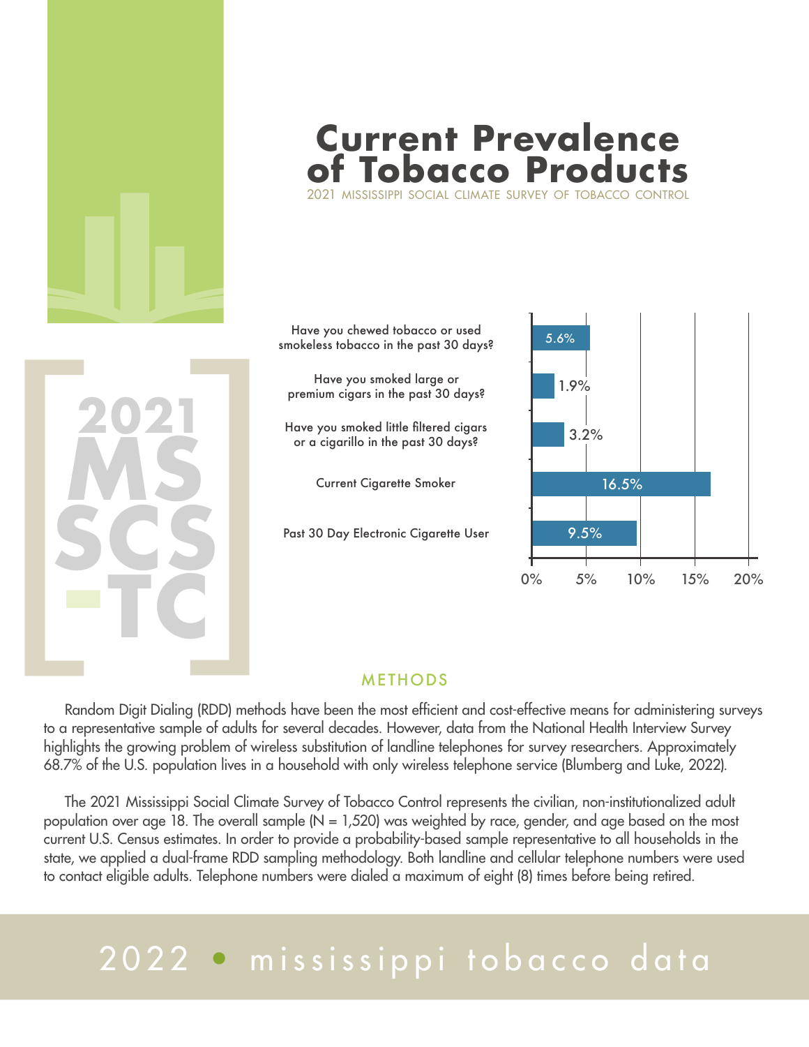# Current Prevalence of Tobacco Products

2021 MISSISSIPPI SOCIAL CLIMATE SURVEY OF TOBACCO CONTROL

2021 MS SCS-TC

| Measure | Prevalence |
| --- | --- |
| Have you chewed tobacco or used smokeless tobacco in the past 30 days? | 5.6% |
| Have you smoked large or premium cigars in the past 30 days? | 1.9% |
| Have you smoked little filtered cigars or a cigarillo in the past 30 days? | 3.2% |
| Current Cigarette Smoker | 16.5% |
| Past 30 Day Electronic Cigarette User | 9.5% |

## METHODS

Random Digit Dialing (RDD) methods have been the most efficient and cost-effective means for administering surveys to a representative sample of adults for several decades. However, data from the National Health Interview Survey highlights the growing problem of wireless substitution of landline telephones for survey researchers. Approximately 68.7% of the U.S. population lives in a household with only wireless telephone service (Blumberg and Luke, 2022).

The 2021 Mississippi Social Climate Survey of Tobacco Control represents the civilian, non-institutionalized adult population over age 18. The overall sample (N = 1,520) was weighted by race, gender, and age based on the most current U.S. Census estimates. In order to provide a probability-based sample representative to all households in the state, we applied a dual-frame RDD sampling methodology. Both landline and cellular telephone numbers were used to contact eligible adults. Telephone numbers were dialed a maximum of eight (8) times before being retired.

2022 • mississippi tobacco data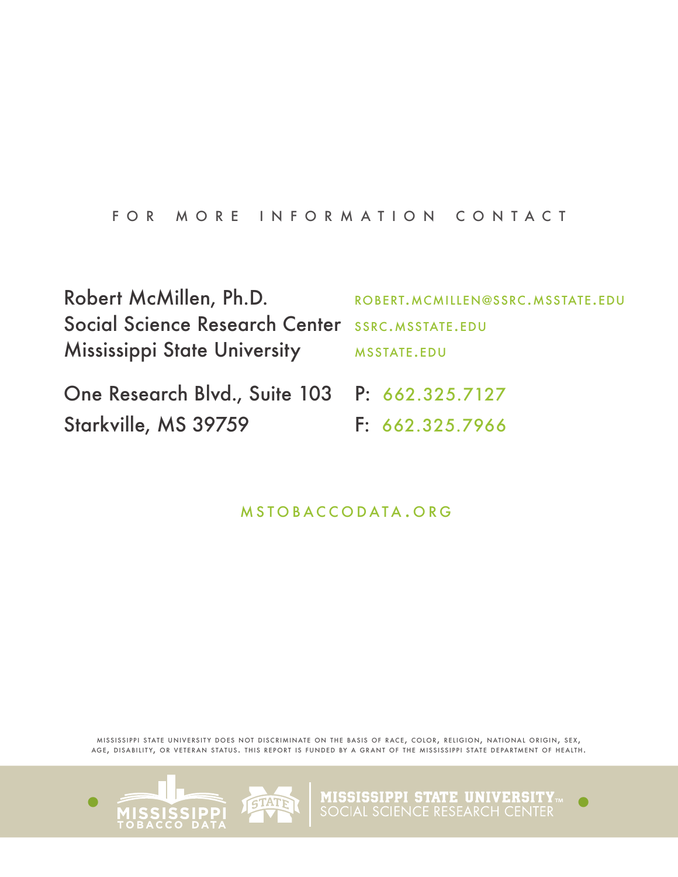## FOR MORE INFORMATION CONTACT

Robert McMillen, Ph.D.
Social Science Research Center
Mississippi State University

ROBERT.MCMILLEN@SSRC.MSSTATE.EDU
SSRC.MSSTATE.EDU
MSSTATE.EDU

One Research Blvd., Suite 103
Starkville, MS 39759

P: 662.325.7127
F: 662.325.7966

MSTOBACCODATA.ORG

MISSISSIPPI STATE UNIVERSITY DOES NOT DISCRIMINATE ON THE BASIS OF RACE, COLOR, RELIGION, NATIONAL ORIGIN, SEX, AGE, DISABILITY, OR VETERAN STATUS. THIS REPORT IS FUNDED BY A GRANT OF THE MISSISSIPPI STATE DEPARTMENT OF HEALTH.

MISSISSIPPI TOBACCO DATA

MISSISSIPPI STATE UNIVERSITY™
SOCIAL SCIENCE RESEARCH CENTER